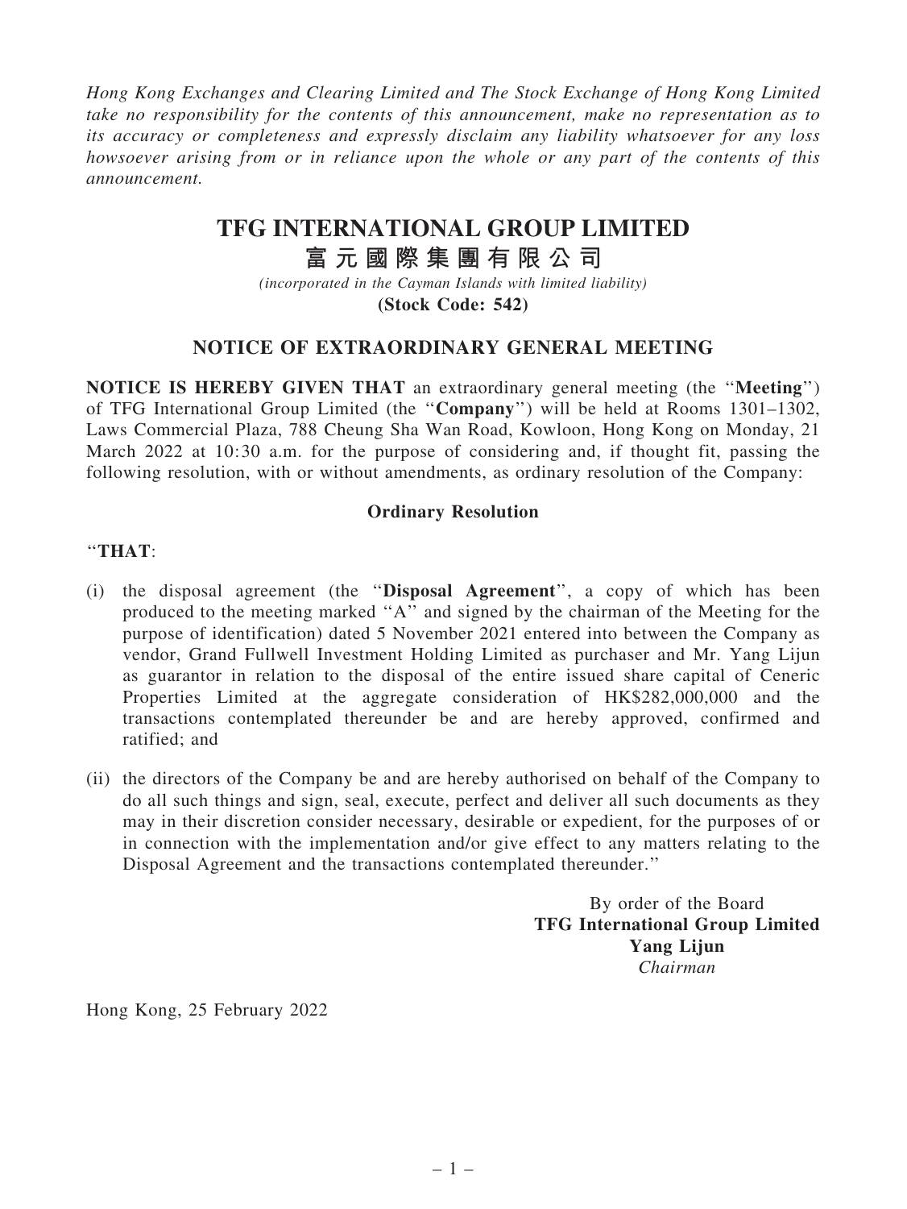*Hong Kong Exchanges and Clearing Limited and The Stock Exchange of Hong Kong Limited take no responsibility for the contents of this announcement, make no representation as to its accuracy or completeness and expressly disclaim any liability whatsoever for any loss howsoever arising from or in reliance upon the whole or any part of the contents of this announcement.*

# TFG INTERNATIONAL GROUP LIMITED
# 富元國際集團有限公司

*(incorporated in the Cayman Islands with limited liability)*
**(Stock Code: 542)**

## NOTICE OF EXTRAORDINARY GENERAL MEETING

**NOTICE IS HEREBY GIVEN THAT** an extraordinary general meeting (the "**Meeting**") of TFG International Group Limited (the "**Company**") will be held at Rooms 1301–1302, Laws Commercial Plaza, 788 Cheung Sha Wan Road, Kowloon, Hong Kong on Monday, 21 March 2022 at 10:30 a.m. for the purpose of considering and, if thought fit, passing the following resolution, with or without amendments, as ordinary resolution of the Company:

### Ordinary Resolution

"**THAT**:

(i) the disposal agreement (the "**Disposal Agreement**", a copy of which has been produced to the meeting marked "A" and signed by the chairman of the Meeting for the purpose of identification) dated 5 November 2021 entered into between the Company as vendor, Grand Fullwell Investment Holding Limited as purchaser and Mr. Yang Lijun as guarantor in relation to the disposal of the entire issued share capital of Ceneric Properties Limited at the aggregate consideration of HK$282,000,000 and the transactions contemplated thereunder be and are hereby approved, confirmed and ratified; and

(ii) the directors of the Company be and are hereby authorised on behalf of the Company to do all such things and sign, seal, execute, perfect and deliver all such documents as they may in their discretion consider necessary, desirable or expedient, for the purposes of or in connection with the implementation and/or give effect to any matters relating to the Disposal Agreement and the transactions contemplated thereunder."

By order of the Board
**TFG International Group Limited**
**Yang Lijun**
*Chairman*

Hong Kong, 25 February 2022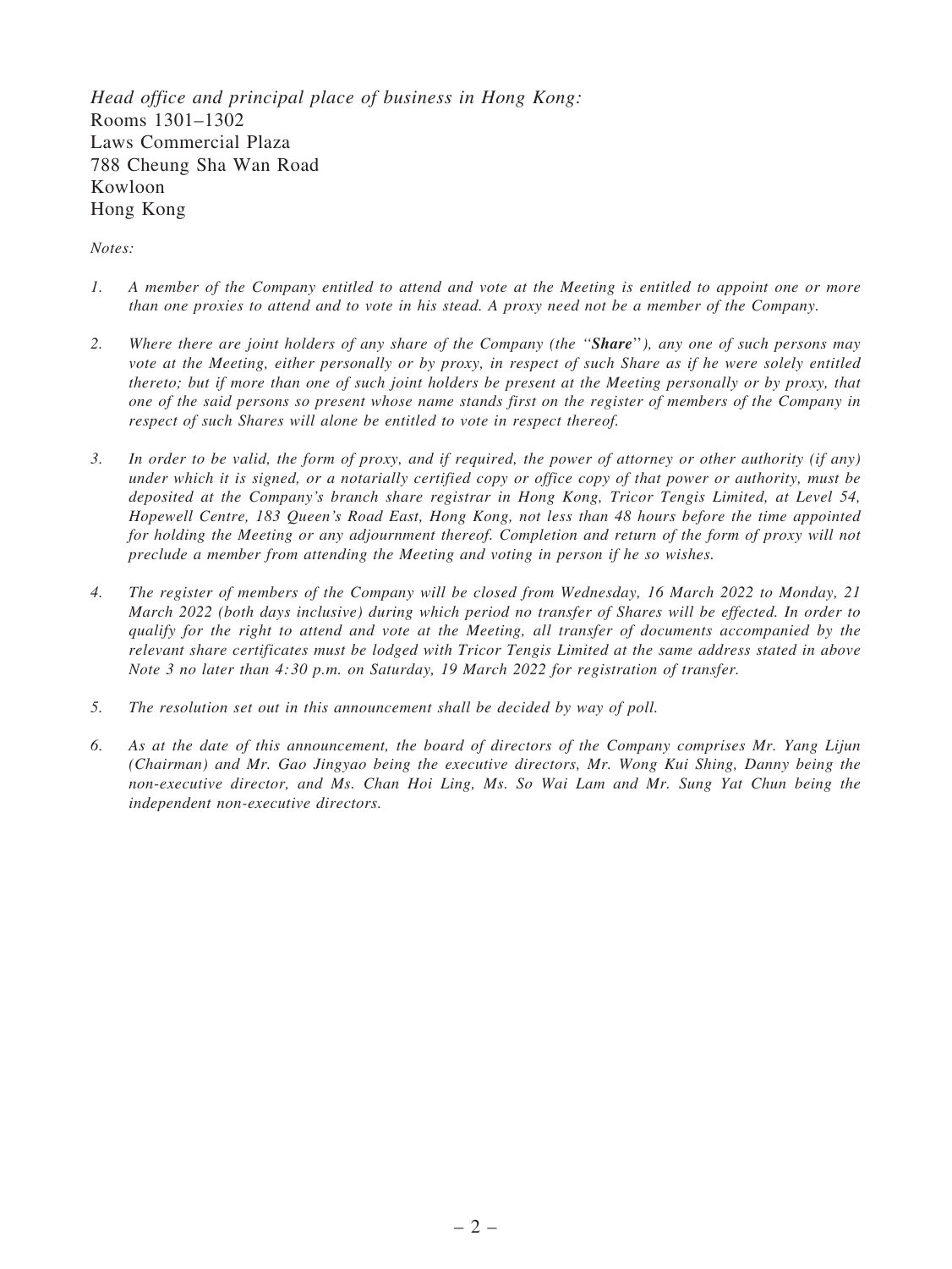*Head office and principal place of business in Hong Kong:*
Rooms 1301–1302
Laws Commercial Plaza
788 Cheung Sha Wan Road
Kowloon
Hong Kong

*Notes:*

1. *A member of the Company entitled to attend and vote at the Meeting is entitled to appoint one or more than one proxies to attend and to vote in his stead. A proxy need not be a member of the Company.*

2. *Where there are joint holders of any share of the Company (the "**Share**"), any one of such persons may vote at the Meeting, either personally or by proxy, in respect of such Share as if he were solely entitled thereto; but if more than one of such joint holders be present at the Meeting personally or by proxy, that one of the said persons so present whose name stands first on the register of members of the Company in respect of such Shares will alone be entitled to vote in respect thereof.*

3. *In order to be valid, the form of proxy, and if required, the power of attorney or other authority (if any) under which it is signed, or a notarially certified copy or office copy of that power or authority, must be deposited at the Company's branch share registrar in Hong Kong, Tricor Tengis Limited, at Level 54, Hopewell Centre, 183 Queen's Road East, Hong Kong, not less than 48 hours before the time appointed for holding the Meeting or any adjournment thereof. Completion and return of the form of proxy will not preclude a member from attending the Meeting and voting in person if he so wishes.*

4. *The register of members of the Company will be closed from Wednesday, 16 March 2022 to Monday, 21 March 2022 (both days inclusive) during which period no transfer of Shares will be effected. In order to qualify for the right to attend and vote at the Meeting, all transfer of documents accompanied by the relevant share certificates must be lodged with Tricor Tengis Limited at the same address stated in above Note 3 no later than 4:30 p.m. on Saturday, 19 March 2022 for registration of transfer.*

5. *The resolution set out in this announcement shall be decided by way of poll.*

6. *As at the date of this announcement, the board of directors of the Company comprises Mr. Yang Lijun (Chairman) and Mr. Gao Jingyao being the executive directors, Mr. Wong Kui Shing, Danny being the non-executive director, and Ms. Chan Hoi Ling, Ms. So Wai Lam and Mr. Sung Yat Chun being the independent non-executive directors.*